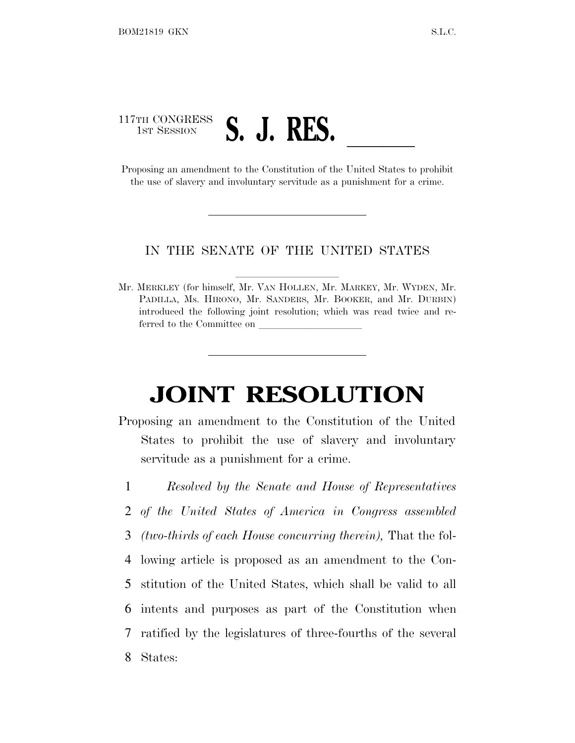117TH CONGRESS
1ST SESSION

# S. J. RES. ____

Proposing an amendment to the Constitution of the United States to prohibit the use of slavery and involuntary servitude as a punishment for a crime.

---

IN THE SENATE OF THE UNITED STATES

Mr. MERKLEY (for himself, Mr. VAN HOLLEN, Mr. MARKEY, Mr. WYDEN, Mr. PADILLA, Ms. HIRONO, Mr. SANDERS, Mr. BOOKER, and Mr. DURBIN) introduced the following joint resolution; which was read twice and referred to the Committee on ____________

---

# JOINT RESOLUTION

Proposing an amendment to the Constitution of the United States to prohibit the use of slavery and involuntary servitude as a punishment for a crime.

1 *Resolved by the Senate and House of Representatives*
2 *of the United States of America in Congress assembled*
3 *(two-thirds of each House concurring therein),* That the fol-
4 lowing article is proposed as an amendment to the Con-
5 stitution of the United States, which shall be valid to all
6 intents and purposes as part of the Constitution when
7 ratified by the legislatures of three-fourths of the several
8 States: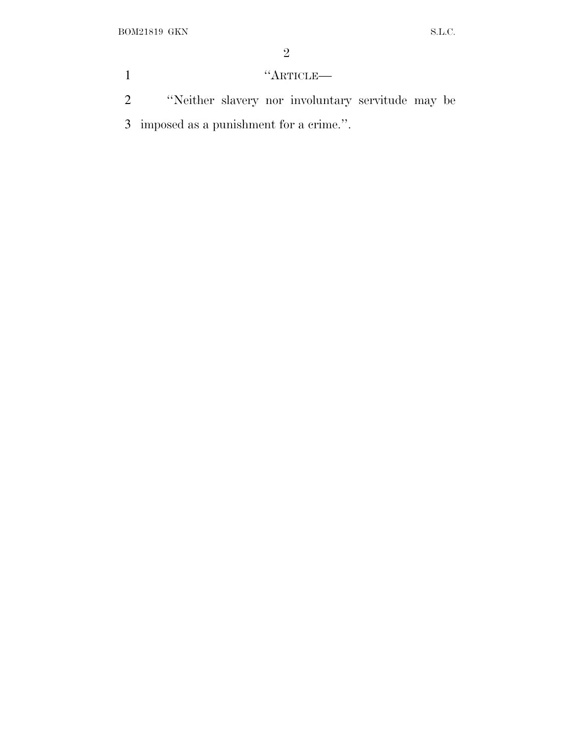"ARTICLE—

"Neither slavery nor involuntary servitude may be imposed as a punishment for a crime.".